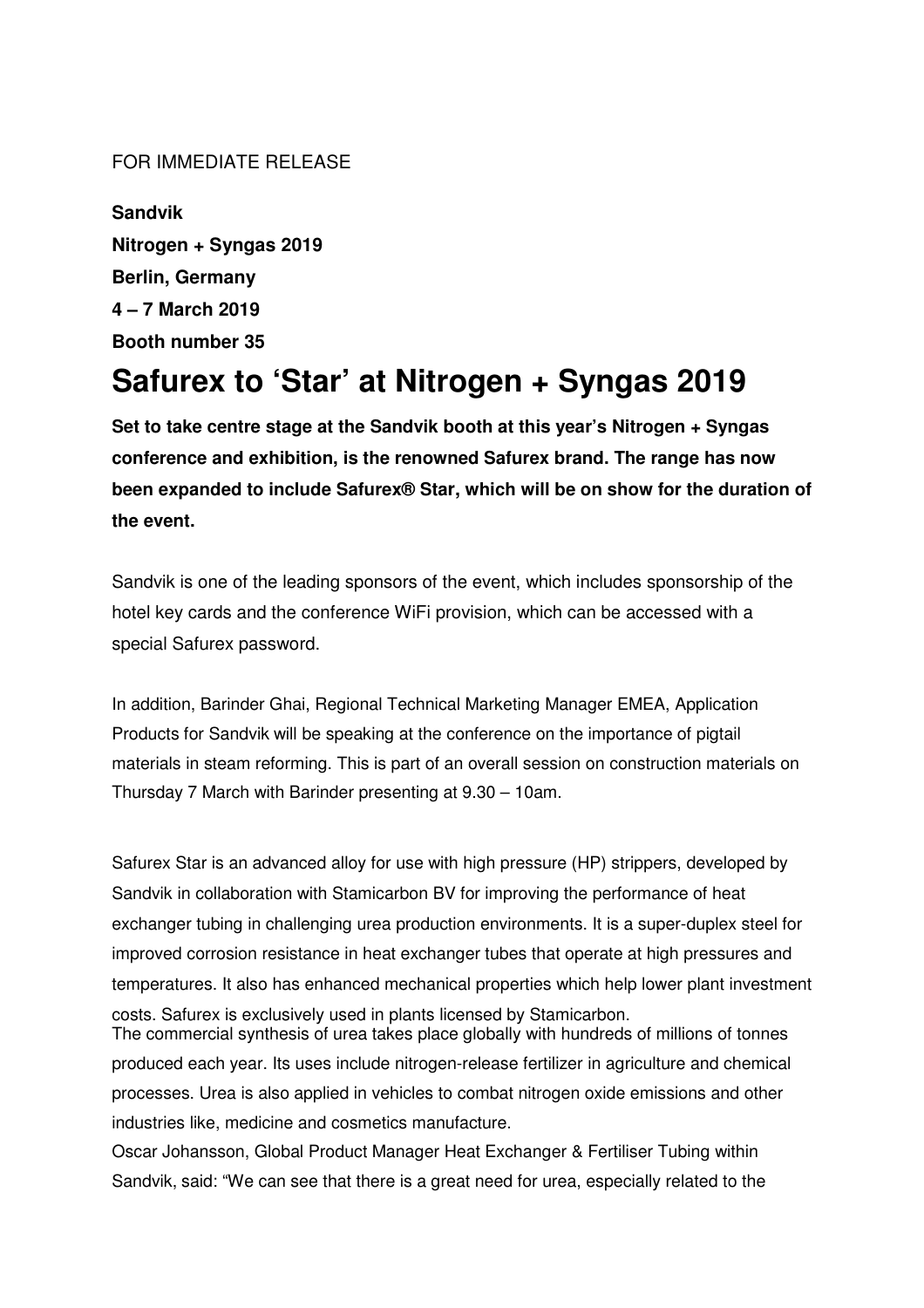FOR IMMEDIATE RELEASE

**Sandvik**
**Nitrogen + Syngas 2019**
**Berlin, Germany**
**4 – 7 March 2019**
**Booth number 35**

# Safurex to 'Star' at Nitrogen + Syngas 2019

**Set to take centre stage at the Sandvik booth at this year's Nitrogen + Syngas conference and exhibition, is the renowned Safurex brand. The range has now been expanded to include Safurex® Star, which will be on show for the duration of the event.**

Sandvik is one of the leading sponsors of the event, which includes sponsorship of the hotel key cards and the conference WiFi provision, which can be accessed with a special Safurex password.

In addition, Barinder Ghai, Regional Technical Marketing Manager EMEA, Application Products for Sandvik will be speaking at the conference on the importance of pigtail materials in steam reforming. This is part of an overall session on construction materials on Thursday 7 March with Barinder presenting at 9.30 – 10am.

Safurex Star is an advanced alloy for use with high pressure (HP) strippers, developed by Sandvik in collaboration with Stamicarbon BV for improving the performance of heat exchanger tubing in challenging urea production environments. It is a super-duplex steel for improved corrosion resistance in heat exchanger tubes that operate at high pressures and temperatures. It also has enhanced mechanical properties which help lower plant investment costs. Safurex is exclusively used in plants licensed by Stamicarbon.

The commercial synthesis of urea takes place globally with hundreds of millions of tonnes produced each year. Its uses include nitrogen-release fertilizer in agriculture and chemical processes. Urea is also applied in vehicles to combat nitrogen oxide emissions and other industries like, medicine and cosmetics manufacture.

Oscar Johansson, Global Product Manager Heat Exchanger & Fertiliser Tubing within Sandvik, said: "We can see that there is a great need for urea, especially related to the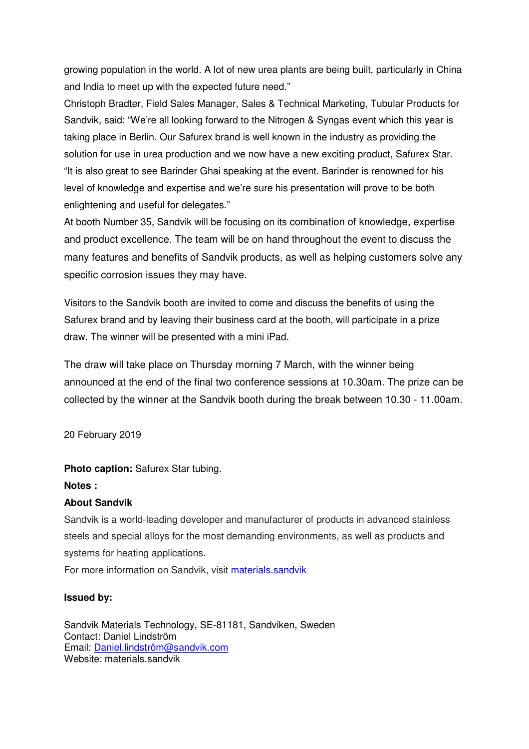growing population in the world. A lot of new urea plants are being built, particularly in China and India to meet up with the expected future need."

Christoph Bradter, Field Sales Manager, Sales & Technical Marketing, Tubular Products for Sandvik, said: "We're all looking forward to the Nitrogen & Syngas event which this year is taking place in Berlin. Our Safurex brand is well known in the industry as providing the solution for use in urea production and we now have a new exciting product, Safurex Star.

"It is also great to see Barinder Ghai speaking at the event. Barinder is renowned for his level of knowledge and expertise and we're sure his presentation will prove to be both enlightening and useful for delegates."

At booth Number 35, Sandvik will be focusing on its combination of knowledge, expertise and product excellence. The team will be on hand throughout the event to discuss the many features and benefits of Sandvik products, as well as helping customers solve any specific corrosion issues they may have.

Visitors to the Sandvik booth are invited to come and discuss the benefits of using the Safurex brand and by leaving their business card at the booth, will participate in a prize draw. The winner will be presented with a mini iPad.

The draw will take place on Thursday morning 7 March, with the winner being announced at the end of the final two conference sessions at 10.30am. The prize can be collected by the winner at the Sandvik booth during the break between 10.30 - 11.00am.

20 February 2019

**Photo caption:** Safurex Star tubing.

**Notes :**

**About Sandvik**

Sandvik is a world-leading developer and manufacturer of products in advanced stainless steels and special alloys for the most demanding environments, as well as products and systems for heating applications.

For more information on Sandvik, visit materials.sandvik

**Issued by:**

Sandvik Materials Technology, SE-81181, Sandviken, Sweden
Contact: Daniel Lindström
Email: Daniel.lindström@sandvik.com
Website: materials.sandvik